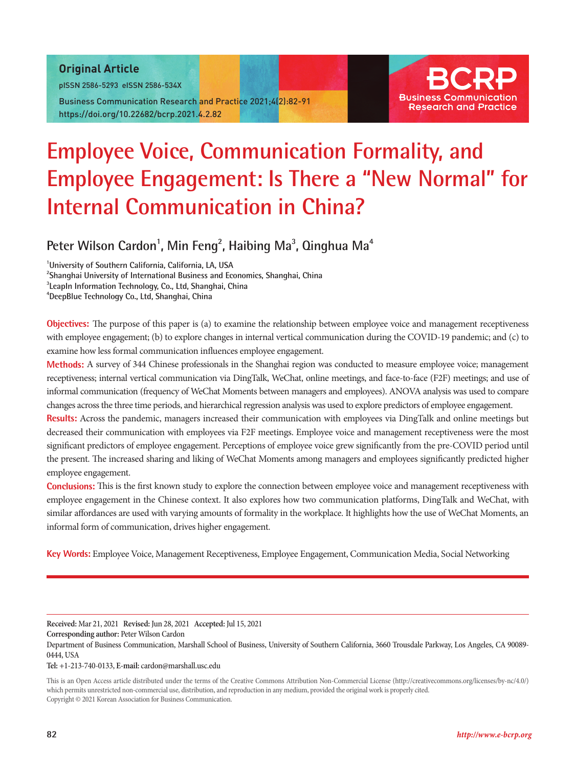**Original Article**

pISSN 2586-5293 eISSN 2586-534X

Business Communication Research and Practice 2021;4(2):82-91

https://doi.org/10.22682/bcrp.2021.4.2.82

# Employee Voice, Communication Formality, and Employee Engagement: Is There a "New Normal" for Internal Communication in China?

**Peter Wilson Cardon[1], Min Feng[2], Haibing Ma[3], Qinghua Ma[4]**

[1]University of Southern California, California, LA, USA
[2]Shanghai University of International Business and Economics, Shanghai, China
[3]LeapIn Information Technology, Co., Ltd, Shanghai, China
[4]DeepBlue Technology Co., Ltd, Shanghai, China

**Objectives:** The purpose of this paper is (a) to examine the relationship between employee voice and management receptiveness with employee engagement; (b) to explore changes in internal vertical communication during the COVID-19 pandemic; and (c) to examine how less formal communication influences employee engagement.

**Methods:** A survey of 344 Chinese professionals in the Shanghai region was conducted to measure employee voice; management receptiveness; internal vertical communication via DingTalk, WeChat, online meetings, and face-to-face (F2F) meetings; and use of informal communication (frequency of WeChat Moments between managers and employees). ANOVA analysis was used to compare changes across the three time periods, and hierarchical regression analysis was used to explore predictors of employee engagement.

**Results:** Across the pandemic, managers increased their communication with employees via DingTalk and online meetings but decreased their communication with employees via F2F meetings. Employee voice and management receptiveness were the most significant predictors of employee engagement. Perceptions of employee voice grew significantly from the pre-COVID period until the present. The increased sharing and liking of WeChat Moments among managers and employees significantly predicted higher employee engagement.

**Conclusions:** This is the first known study to explore the connection between employee voice and management receptiveness with employee engagement in the Chinese context. It also explores how two communication platforms, DingTalk and WeChat, with similar affordances are used with varying amounts of formality in the workplace. It highlights how the use of WeChat Moments, an informal form of communication, drives higher engagement.

**Key Words:** Employee Voice, Management Receptiveness, Employee Engagement, Communication Media, Social Networking

---

**Received:** Mar 21, 2021 **Revised:** Jun 28, 2021 **Accepted:** Jul 15, 2021

**Corresponding author:** Peter Wilson Cardon

Department of Business Communication, Marshall School of Business, University of Southern California, 3660 Trousdale Parkway, Los Angeles, CA 90089-0444, USA

**Tel:** +1-213-740-0133, **E-mail:** cardon@marshall.usc.edu

This is an Open Access article distributed under the terms of the Creative Commons Attribution Non-Commercial License (http://creativecommons.org/licenses/by-nc/4.0/) which permits unrestricted non-commercial use, distribution, and reproduction in any medium, provided the original work is properly cited.
Copyright © 2021 Korean Association for Business Communication.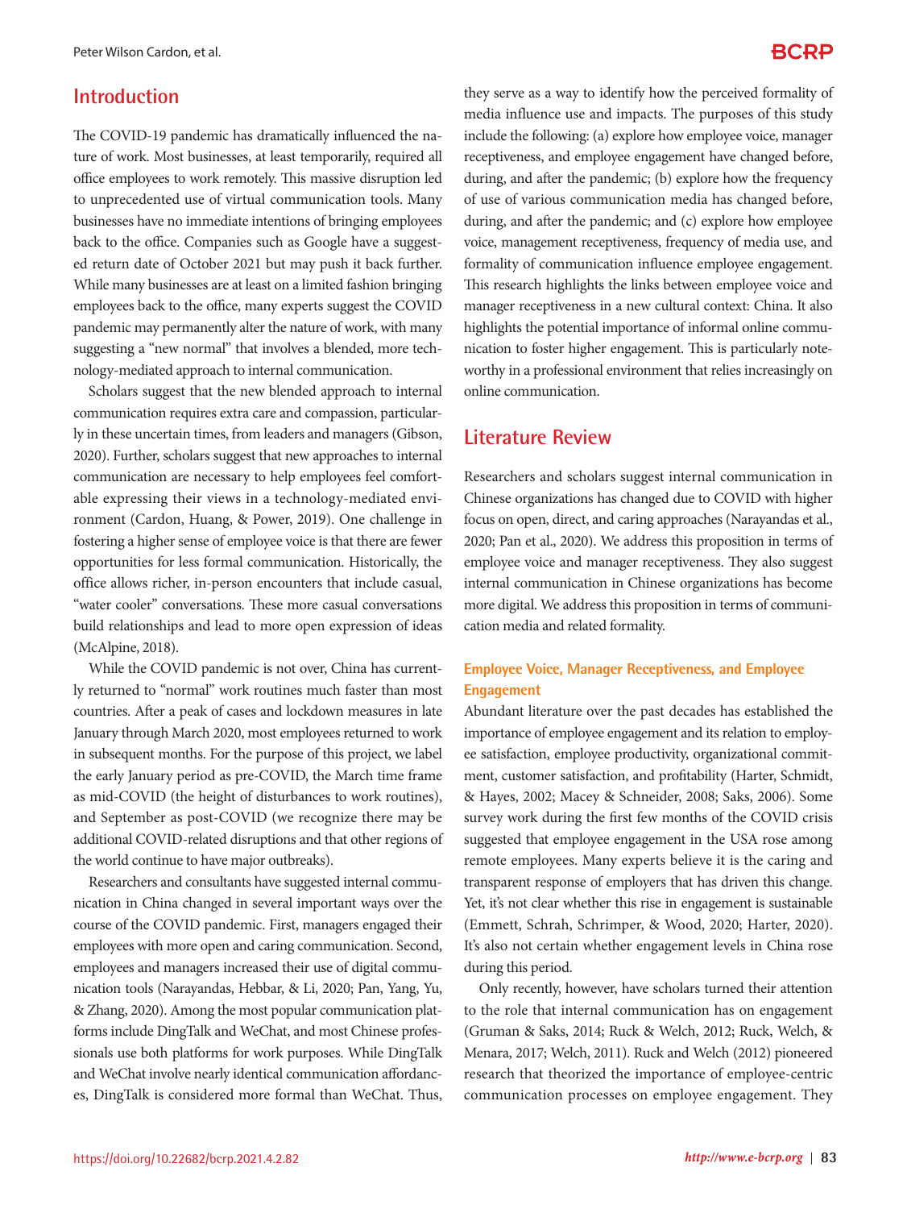## Introduction

The COVID-19 pandemic has dramatically influenced the nature of work. Most businesses, at least temporarily, required all office employees to work remotely. This massive disruption led to unprecedented use of virtual communication tools. Many businesses have no immediate intentions of bringing employees back to the office. Companies such as Google have a suggested return date of October 2021 but may push it back further. While many businesses are at least on a limited fashion bringing employees back to the office, many experts suggest the COVID pandemic may permanently alter the nature of work, with many suggesting a "new normal" that involves a blended, more technology-mediated approach to internal communication.

Scholars suggest that the new blended approach to internal communication requires extra care and compassion, particularly in these uncertain times, from leaders and managers (Gibson, 2020). Further, scholars suggest that new approaches to internal communication are necessary to help employees feel comfortable expressing their views in a technology-mediated environment (Cardon, Huang, & Power, 2019). One challenge in fostering a higher sense of employee voice is that there are fewer opportunities for less formal communication. Historically, the office allows richer, in-person encounters that include casual, "water cooler" conversations. These more casual conversations build relationships and lead to more open expression of ideas (McAlpine, 2018).

While the COVID pandemic is not over, China has currently returned to "normal" work routines much faster than most countries. After a peak of cases and lockdown measures in late January through March 2020, most employees returned to work in subsequent months. For the purpose of this project, we label the early January period as pre-COVID, the March time frame as mid-COVID (the height of disturbances to work routines), and September as post-COVID (we recognize there may be additional COVID-related disruptions and that other regions of the world continue to have major outbreaks).

Researchers and consultants have suggested internal communication in China changed in several important ways over the course of the COVID pandemic. First, managers engaged their employees with more open and caring communication. Second, employees and managers increased their use of digital communication tools (Narayandas, Hebbar, & Li, 2020; Pan, Yang, Yu, & Zhang, 2020). Among the most popular communication platforms include DingTalk and WeChat, and most Chinese professionals use both platforms for work purposes. While DingTalk and WeChat involve nearly identical communication affordances, DingTalk is considered more formal than WeChat. Thus, they serve as a way to identify how the perceived formality of media influence use and impacts. The purposes of this study include the following: (a) explore how employee voice, manager receptiveness, and employee engagement have changed before, during, and after the pandemic; (b) explore how the frequency of use of various communication media has changed before, during, and after the pandemic; and (c) explore how employee voice, management receptiveness, frequency of media use, and formality of communication influence employee engagement. This research highlights the links between employee voice and manager receptiveness in a new cultural context: China. It also highlights the potential importance of informal online communication to foster higher engagement. This is particularly noteworthy in a professional environment that relies increasingly on online communication.

## Literature Review

Researchers and scholars suggest internal communication in Chinese organizations has changed due to COVID with higher focus on open, direct, and caring approaches (Narayandas et al., 2020; Pan et al., 2020). We address this proposition in terms of employee voice and manager receptiveness. They also suggest internal communication in Chinese organizations has become more digital. We address this proposition in terms of communication media and related formality.

### Employee Voice, Manager Receptiveness, and Employee Engagement

Abundant literature over the past decades has established the importance of employee engagement and its relation to employee satisfaction, employee productivity, organizational commitment, customer satisfaction, and profitability (Harter, Schmidt, & Hayes, 2002; Macey & Schneider, 2008; Saks, 2006). Some survey work during the first few months of the COVID crisis suggested that employee engagement in the USA rose among remote employees. Many experts believe it is the caring and transparent response of employers that has driven this change. Yet, it's not clear whether this rise in engagement is sustainable (Emmett, Schrah, Schrimper, & Wood, 2020; Harter, 2020). It's also not certain whether engagement levels in China rose during this period.

Only recently, however, have scholars turned their attention to the role that internal communication has on engagement (Gruman & Saks, 2014; Ruck & Welch, 2012; Ruck, Welch, & Menara, 2017; Welch, 2011). Ruck and Welch (2012) pioneered research that theorized the importance of employee-centric communication processes on employee engagement. They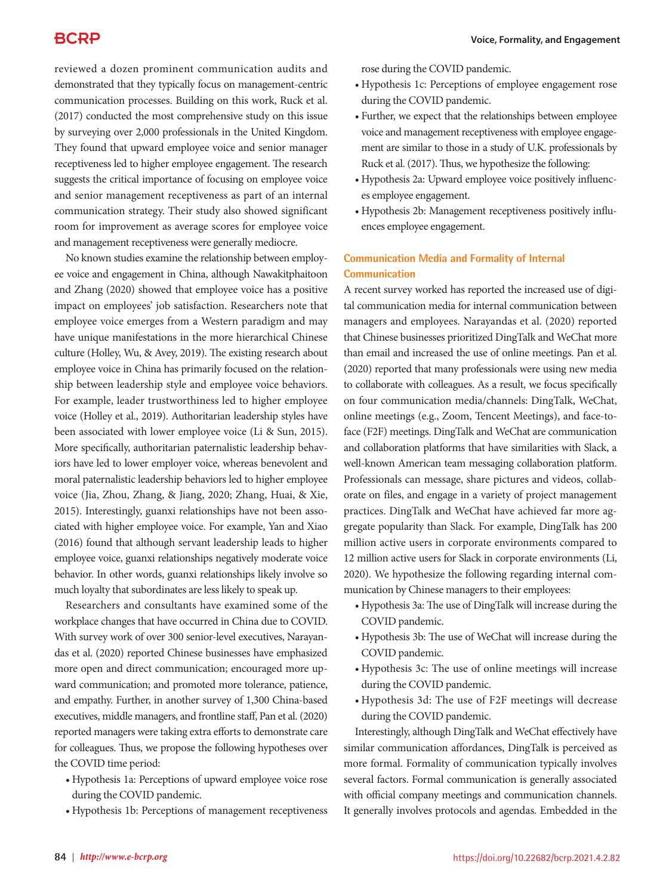reviewed a dozen prominent communication audits and demonstrated that they typically focus on management-centric communication processes. Building on this work, Ruck et al. (2017) conducted the most comprehensive study on this issue by surveying over 2,000 professionals in the United Kingdom. They found that upward employee voice and senior manager receptiveness led to higher employee engagement. The research suggests the critical importance of focusing on employee voice and senior management receptiveness as part of an internal communication strategy. Their study also showed significant room for improvement as average scores for employee voice and management receptiveness were generally mediocre.

No known studies examine the relationship between employee voice and engagement in China, although Nawakitphaitoon and Zhang (2020) showed that employee voice has a positive impact on employees' job satisfaction. Researchers note that employee voice emerges from a Western paradigm and may have unique manifestations in the more hierarchical Chinese culture (Holley, Wu, & Avey, 2019). The existing research about employee voice in China has primarily focused on the relationship between leadership style and employee voice behaviors. For example, leader trustworthiness led to higher employee voice (Holley et al., 2019). Authoritarian leadership styles have been associated with lower employee voice (Li & Sun, 2015). More specifically, authoritarian paternalistic leadership behaviors have led to lower employer voice, whereas benevolent and moral paternalistic leadership behaviors led to higher employee voice (Jia, Zhou, Zhang, & Jiang, 2020; Zhang, Huai, & Xie, 2015). Interestingly, guanxi relationships have not been associated with higher employee voice. For example, Yan and Xiao (2016) found that although servant leadership leads to higher employee voice, guanxi relationships negatively moderate voice behavior. In other words, guanxi relationships likely involve so much loyalty that subordinates are less likely to speak up.

Researchers and consultants have examined some of the workplace changes that have occurred in China due to COVID. With survey work of over 300 senior-level executives, Narayandas et al. (2020) reported Chinese businesses have emphasized more open and direct communication; encouraged more upward communication; and promoted more tolerance, patience, and empathy. Further, in another survey of 1,300 China-based executives, middle managers, and frontline staff, Pan et al. (2020) reported managers were taking extra efforts to demonstrate care for colleagues. Thus, we propose the following hypotheses over the COVID time period:

- Hypothesis 1a: Perceptions of upward employee voice rose during the COVID pandemic.
- Hypothesis 1b: Perceptions of management receptiveness rose during the COVID pandemic.
- Hypothesis 1c: Perceptions of employee engagement rose during the COVID pandemic.
- Further, we expect that the relationships between employee voice and management receptiveness with employee engagement are similar to those in a study of U.K. professionals by Ruck et al. (2017). Thus, we hypothesize the following:
- Hypothesis 2a: Upward employee voice positively influences employee engagement.
- Hypothesis 2b: Management receptiveness positively influences employee engagement.

### Communication Media and Formality of Internal Communication

A recent survey worked has reported the increased use of digital communication media for internal communication between managers and employees. Narayandas et al. (2020) reported that Chinese businesses prioritized DingTalk and WeChat more than email and increased the use of online meetings. Pan et al. (2020) reported that many professionals were using new media to collaborate with colleagues. As a result, we focus specifically on four communication media/channels: DingTalk, WeChat, online meetings (e.g., Zoom, Tencent Meetings), and face-to-face (F2F) meetings. DingTalk and WeChat are communication and collaboration platforms that have similarities with Slack, a well-known American team messaging collaboration platform. Professionals can message, share pictures and videos, collaborate on files, and engage in a variety of project management practices. DingTalk and WeChat have achieved far more aggregate popularity than Slack. For example, DingTalk has 200 million active users in corporate environments compared to 12 million active users for Slack in corporate environments (Li, 2020). We hypothesize the following regarding internal communication by Chinese managers to their employees:

- Hypothesis 3a: The use of DingTalk will increase during the COVID pandemic.
- Hypothesis 3b: The use of WeChat will increase during the COVID pandemic.
- Hypothesis 3c: The use of online meetings will increase during the COVID pandemic.
- Hypothesis 3d: The use of F2F meetings will decrease during the COVID pandemic.

Interestingly, although DingTalk and WeChat effectively have similar communication affordances, DingTalk is perceived as more formal. Formality of communication typically involves several factors. Formal communication is generally associated with official company meetings and communication channels. It generally involves protocols and agendas. Embedded in the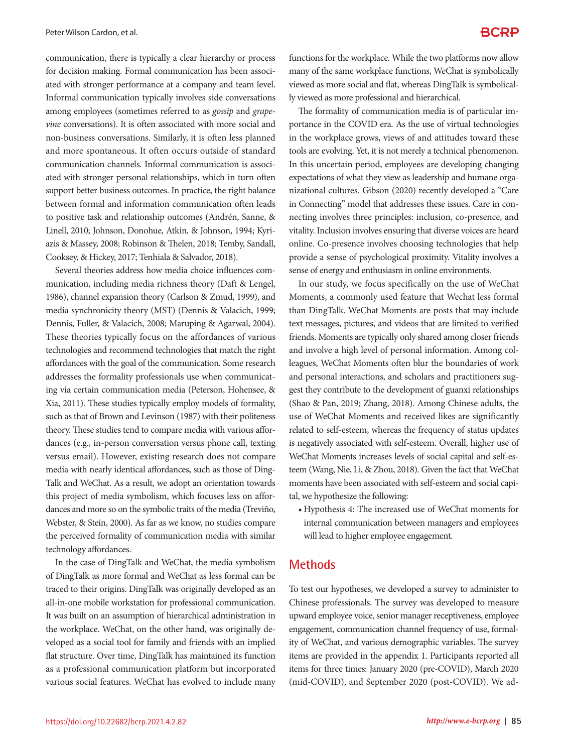communication, there is typically a clear hierarchy or process for decision making. Formal communication has been associated with stronger performance at a company and team level. Informal communication typically involves side conversations among employees (sometimes referred to as *gossip* and *grapevine* conversations). It is often associated with more social and non-business conversations. Similarly, it is often less planned and more spontaneous. It often occurs outside of standard communication channels. Informal communication is associated with stronger personal relationships, which in turn often support better business outcomes. In practice, the right balance between formal and information communication often leads to positive task and relationship outcomes (Andrén, Sanne, & Linell, 2010; Johnson, Donohue, Atkin, & Johnson, 1994; Kyriazis & Massey, 2008; Robinson & Thelen, 2018; Temby, Sandall, Cooksey, & Hickey, 2017; Tenhiala & Salvador, 2018).

Several theories address how media choice influences communication, including media richness theory (Daft & Lengel, 1986), channel expansion theory (Carlson & Zmud, 1999), and media synchronicity theory (MST) (Dennis & Valacich, 1999; Dennis, Fuller, & Valacich, 2008; Maruping & Agarwal, 2004). These theories typically focus on the affordances of various technologies and recommend technologies that match the right affordances with the goal of the communication. Some research addresses the formality professionals use when communicating via certain communication media (Peterson, Hohensee, & Xia, 2011). These studies typically employ models of formality, such as that of Brown and Levinson (1987) with their politeness theory. These studies tend to compare media with various affordances (e.g., in-person conversation versus phone call, texting versus email). However, existing research does not compare media with nearly identical affordances, such as those of DingTalk and WeChat. As a result, we adopt an orientation towards this project of media symbolism, which focuses less on affordances and more so on the symbolic traits of the media (Treviño, Webster, & Stein, 2000). As far as we know, no studies compare the perceived formality of communication media with similar technology affordances.

In the case of DingTalk and WeChat, the media symbolism of DingTalk as more formal and WeChat as less formal can be traced to their origins. DingTalk was originally developed as an all-in-one mobile workstation for professional communication. It was built on an assumption of hierarchical administration in the workplace. WeChat, on the other hand, was originally developed as a social tool for family and friends with an implied flat structure. Over time, DingTalk has maintained its function as a professional communication platform but incorporated various social features. WeChat has evolved to include many functions for the workplace. While the two platforms now allow many of the same workplace functions, WeChat is symbolically viewed as more social and flat, whereas DingTalk is symbolically viewed as more professional and hierarchical.

The formality of communication media is of particular importance in the COVID era. As the use of virtual technologies in the workplace grows, views of and attitudes toward these tools are evolving. Yet, it is not merely a technical phenomenon. In this uncertain period, employees are developing changing expectations of what they view as leadership and humane organizational cultures. Gibson (2020) recently developed a "Care in Connecting" model that addresses these issues. Care in connecting involves three principles: inclusion, co-presence, and vitality. Inclusion involves ensuring that diverse voices are heard online. Co-presence involves choosing technologies that help provide a sense of psychological proximity. Vitality involves a sense of energy and enthusiasm in online environments.

In our study, we focus specifically on the use of WeChat Moments, a commonly used feature that Wechat less formal than DingTalk. WeChat Moments are posts that may include text messages, pictures, and videos that are limited to verified friends. Moments are typically only shared among closer friends and involve a high level of personal information. Among colleagues, WeChat Moments often blur the boundaries of work and personal interactions, and scholars and practitioners suggest they contribute to the development of guanxi relationships (Shao & Pan, 2019; Zhang, 2018). Among Chinese adults, the use of WeChat Moments and received likes are significantly related to self-esteem, whereas the frequency of status updates is negatively associated with self-esteem. Overall, higher use of WeChat Moments increases levels of social capital and self-esteem (Wang, Nie, Li, & Zhou, 2018). Given the fact that WeChat moments have been associated with self-esteem and social capital, we hypothesize the following:

- Hypothesis 4: The increased use of WeChat moments for internal communication between managers and employees will lead to higher employee engagement.

## Methods

To test our hypotheses, we developed a survey to administer to Chinese professionals. The survey was developed to measure upward employee voice, senior manager receptiveness, employee engagement, communication channel frequency of use, formality of WeChat, and various demographic variables. The survey items are provided in the appendix 1. Participants reported all items for three times: January 2020 (pre-COVID), March 2020 (mid-COVID), and September 2020 (post-COVID). We ad-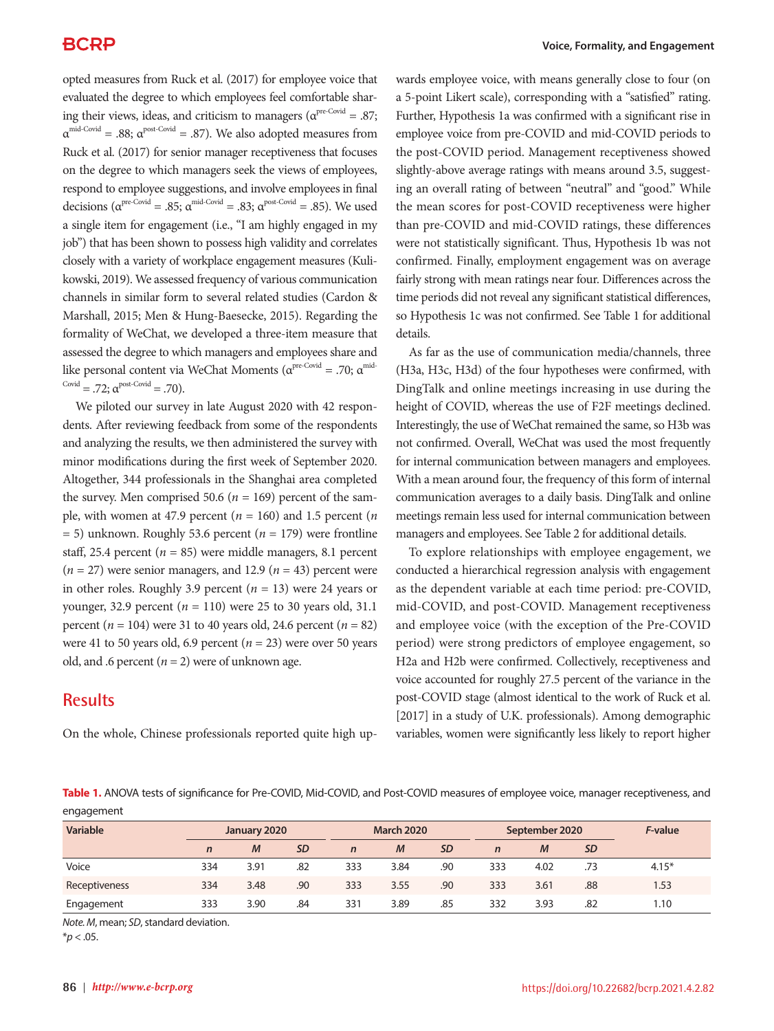opted measures from Ruck et al. (2017) for employee voice that evaluated the degree to which employees feel comfortable sharing their views, ideas, and criticism to managers ($\alpha^{\text{pre-Covid}} = .87$; $\alpha^{\text{mid-Covid}} = .88$; $\alpha^{\text{post-Covid}} = .87$). We also adopted measures from Ruck et al. (2017) for senior manager receptiveness that focuses on the degree to which managers seek the views of employees, respond to employee suggestions, and involve employees in final decisions ($\alpha^{\text{pre-Covid}} = .85$; $\alpha^{\text{mid-Covid}} = .83$; $\alpha^{\text{post-Covid}} = .85$). We used a single item for engagement (i.e., "I am highly engaged in my job") that has been shown to possess high validity and correlates closely with a variety of workplace engagement measures (Kulikowski, 2019). We assessed frequency of various communication channels in similar form to several related studies (Cardon & Marshall, 2015; Men & Hung-Baesecke, 2015). Regarding the formality of WeChat, we developed a three-item measure that assessed the degree to which managers and employees share and like personal content via WeChat Moments ($\alpha^{\text{pre-Covid}} = .70$; $\alpha^{\text{mid-Covid}} = .72$; $\alpha^{\text{post-Covid}} = .70$).

We piloted our survey in late August 2020 with 42 respondents. After reviewing feedback from some of the respondents and analyzing the results, we then administered the survey with minor modifications during the first week of September 2020. Altogether, 344 professionals in the Shanghai area completed the survey. Men comprised 50.6 ($n$ = 169) percent of the sample, with women at 47.9 percent ($n$ = 160) and 1.5 percent ($n$ = 5) unknown. Roughly 53.6 percent ($n$ = 179) were frontline staff, 25.4 percent ($n$ = 85) were middle managers, 8.1 percent ($n$ = 27) were senior managers, and 12.9 ($n$ = 43) percent were in other roles. Roughly 3.9 percent ($n$ = 13) were 24 years or younger, 32.9 percent ($n$ = 110) were 25 to 30 years old, 31.1 percent ($n$ = 104) were 31 to 40 years old, 24.6 percent ($n$ = 82) were 41 to 50 years old, 6.9 percent ($n$ = 23) were over 50 years old, and .6 percent ($n$ = 2) were of unknown age.

## Results

On the whole, Chinese professionals reported quite high upwards employee voice, with means generally close to four (on a 5-point Likert scale), corresponding with a "satisfied" rating. Further, Hypothesis 1a was confirmed with a significant rise in employee voice from pre-COVID and mid-COVID periods to the post-COVID period. Management receptiveness showed slightly-above average ratings with means around 3.5, suggesting an overall rating of between "neutral" and "good." While the mean scores for post-COVID receptiveness were higher than pre-COVID and mid-COVID ratings, these differences were not statistically significant. Thus, Hypothesis 1b was not confirmed. Finally, employment engagement was on average fairly strong with mean ratings near four. Differences across the time periods did not reveal any significant statistical differences, so Hypothesis 1c was not confirmed. See Table 1 for additional details.

As far as the use of communication media/channels, three (H3a, H3c, H3d) of the four hypotheses were confirmed, with DingTalk and online meetings increasing in use during the height of COVID, whereas the use of F2F meetings declined. Interestingly, the use of WeChat remained the same, so H3b was not confirmed. Overall, WeChat was used the most frequently for internal communication between managers and employees. With a mean around four, the frequency of this form of internal communication averages to a daily basis. DingTalk and online meetings remain less used for internal communication between managers and employees. See Table 2 for additional details.

To explore relationships with employee engagement, we conducted a hierarchical regression analysis with engagement as the dependent variable at each time period: pre-COVID, mid-COVID, and post-COVID. Management receptiveness and employee voice (with the exception of the Pre-COVID period) were strong predictors of employee engagement, so H2a and H2b were confirmed. Collectively, receptiveness and voice accounted for roughly 27.5 percent of the variance in the post-COVID stage (almost identical to the work of Ruck et al. [2017] in a study of U.K. professionals). Among demographic variables, women were significantly less likely to report higher

**Table 1.** ANOVA tests of significance for Pre-COVID, Mid-COVID, and Post-COVID measures of employee voice, manager receptiveness, and engagement

| Variable | January 2020 | | | March 2020 | | | September 2020 | | | *F*-value |
|---|---|---|---|---|---|---|---|---|---|---|
| | *n* | *M* | *SD* | *n* | *M* | *SD* | *n* | *M* | *SD* | |
| Voice | 334 | 3.91 | .82 | 333 | 3.84 | .90 | 333 | 4.02 | .73 | 4.15* |
| Receptiveness | 334 | 3.48 | .90 | 333 | 3.55 | .90 | 333 | 3.61 | .88 | 1.53 |
| Engagement | 333 | 3.90 | .84 | 331 | 3.89 | .85 | 332 | 3.93 | .82 | 1.10 |

*Note. M*, mean; *SD*, standard deviation.
$^*p < .05$.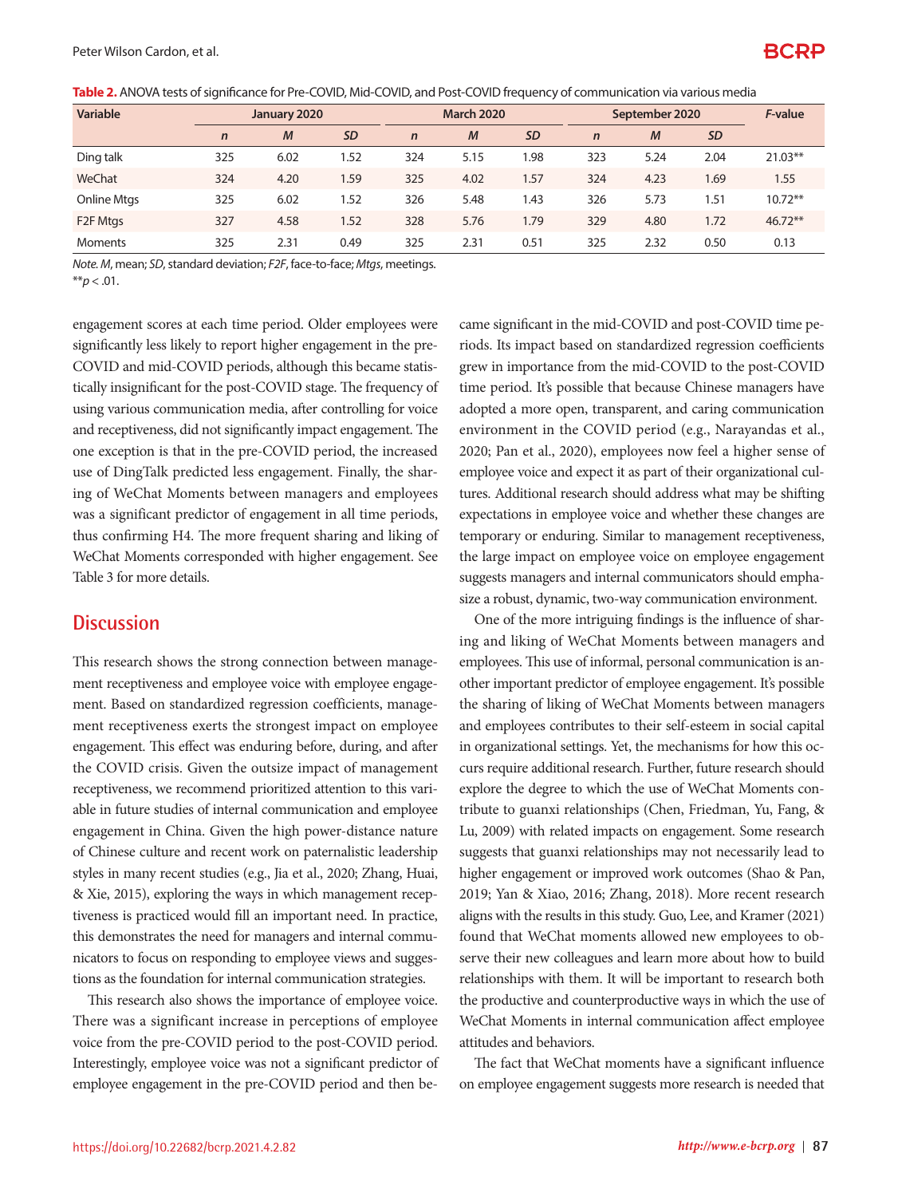**Table 2.** ANOVA tests of significance for Pre-COVID, Mid-COVID, and Post-COVID frequency of communication via various media

| Variable | January 2020 | | | March 2020 | | | September 2020 | | | *F*-value |
|---|---|---|---|---|---|---|---|---|---|---|
| | *n* | *M* | *SD* | *n* | *M* | *SD* | *n* | *M* | *SD* | |
| Ding talk | 325 | 6.02 | 1.52 | 324 | 5.15 | 1.98 | 323 | 5.24 | 2.04 | 21.03** |
| WeChat | 324 | 4.20 | 1.59 | 325 | 4.02 | 1.57 | 324 | 4.23 | 1.69 | 1.55 |
| Online Mtgs | 325 | 6.02 | 1.52 | 326 | 5.48 | 1.43 | 326 | 5.73 | 1.51 | 10.72** |
| F2F Mtgs | 327 | 4.58 | 1.52 | 328 | 5.76 | 1.79 | 329 | 4.80 | 1.72 | 46.72** |
| Moments | 325 | 2.31 | 0.49 | 325 | 2.31 | 0.51 | 325 | 2.32 | 0.50 | 0.13 |

*Note. M*, mean; *SD*, standard deviation; *F2F*, face-to-face; *Mtgs*, meetings.
**$p < .01$.

engagement scores at each time period. Older employees were significantly less likely to report higher engagement in the pre-COVID and mid-COVID periods, although this became statistically insignificant for the post-COVID stage. The frequency of using various communication media, after controlling for voice and receptiveness, did not significantly impact engagement. The one exception is that in the pre-COVID period, the increased use of DingTalk predicted less engagement. Finally, the sharing of WeChat Moments between managers and employees was a significant predictor of engagement in all time periods, thus confirming H4. The more frequent sharing and liking of WeChat Moments corresponded with higher engagement. See Table 3 for more details.

## Discussion

This research shows the strong connection between management receptiveness and employee voice with employee engagement. Based on standardized regression coefficients, management receptiveness exerts the strongest impact on employee engagement. This effect was enduring before, during, and after the COVID crisis. Given the outsize impact of management receptiveness, we recommend prioritized attention to this variable in future studies of internal communication and employee engagement in China. Given the high power-distance nature of Chinese culture and recent work on paternalistic leadership styles in many recent studies (e.g., Jia et al., 2020; Zhang, Huai, & Xie, 2015), exploring the ways in which management receptiveness is practiced would fill an important need. In practice, this demonstrates the need for managers and internal communicators to focus on responding to employee views and suggestions as the foundation for internal communication strategies.

This research also shows the importance of employee voice. There was a significant increase in perceptions of employee voice from the pre-COVID period to the post-COVID period. Interestingly, employee voice was not a significant predictor of employee engagement in the pre-COVID period and then became significant in the mid-COVID and post-COVID time periods. Its impact based on standardized regression coefficients grew in importance from the mid-COVID to the post-COVID time period. It's possible that because Chinese managers have adopted a more open, transparent, and caring communication environment in the COVID period (e.g., Narayandas et al., 2020; Pan et al., 2020), employees now feel a higher sense of employee voice and expect it as part of their organizational cultures. Additional research should address what may be shifting expectations in employee voice and whether these changes are temporary or enduring. Similar to management receptiveness, the large impact on employee voice on employee engagement suggests managers and internal communicators should emphasize a robust, dynamic, two-way communication environment.

One of the more intriguing findings is the influence of sharing and liking of WeChat Moments between managers and employees. This use of informal, personal communication is another important predictor of employee engagement. It's possible the sharing of liking of WeChat Moments between managers and employees contributes to their self-esteem in social capital in organizational settings. Yet, the mechanisms for how this occurs require additional research. Further, future research should explore the degree to which the use of WeChat Moments contribute to guanxi relationships (Chen, Friedman, Yu, Fang, & Lu, 2009) with related impacts on engagement. Some research suggests that guanxi relationships may not necessarily lead to higher engagement or improved work outcomes (Shao & Pan, 2019; Yan & Xiao, 2016; Zhang, 2018). More recent research aligns with the results in this study. Guo, Lee, and Kramer (2021) found that WeChat moments allowed new employees to observe their new colleagues and learn more about how to build relationships with them. It will be important to research both the productive and counterproductive ways in which the use of WeChat Moments in internal communication affect employee attitudes and behaviors.

The fact that WeChat moments have a significant influence on employee engagement suggests more research is needed that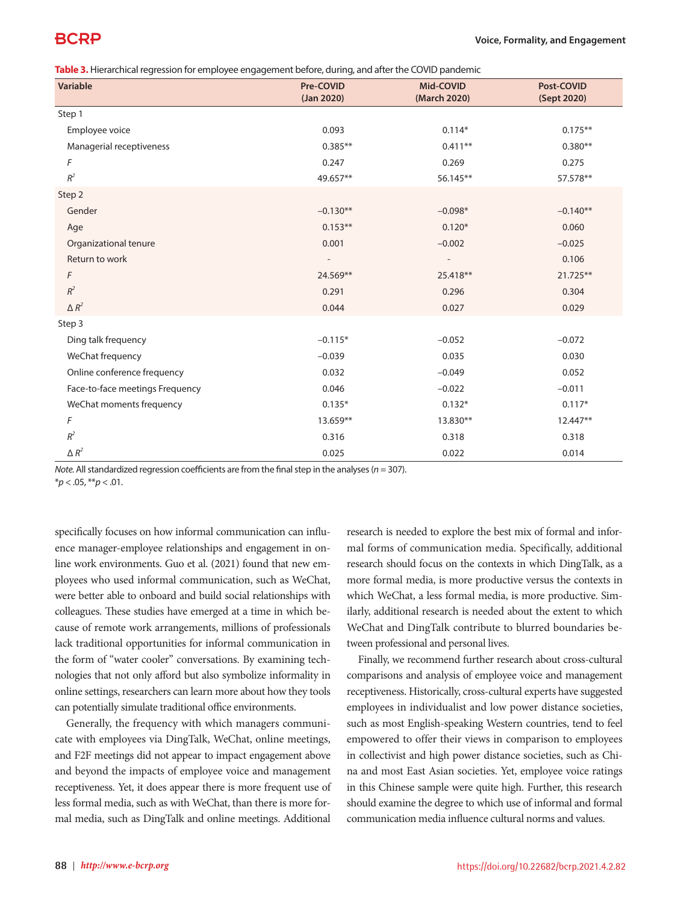**Table 3.** Hierarchical regression for employee engagement before, during, and after the COVID pandemic

| Variable | Pre-COVID (Jan 2020) | Mid-COVID (March 2020) | Post-COVID (Sept 2020) |
|---|---|---|---|
| Step 1 | | | |
| Employee voice | 0.093 | 0.114* | 0.175** |
| Managerial receptiveness | 0.385** | 0.411** | 0.380** |
| *F* | 0.247 | 0.269 | 0.275 |
| $R^2$ | 49.657** | 56.145** | 57.578** |
| Step 2 | | | |
| Gender | −0.130** | −0.098* | −0.140** |
| Age | 0.153** | 0.120* | 0.060 |
| Organizational tenure | 0.001 | −0.002 | −0.025 |
| Return to work | - | - | 0.106 |
| *F* | 24.569** | 25.418** | 21.725** |
| $R^2$ | 0.291 | 0.296 | 0.304 |
| $\Delta R^2$ | 0.044 | 0.027 | 0.029 |
| Step 3 | | | |
| Ding talk frequency | −0.115* | −0.052 | −0.072 |
| WeChat frequency | −0.039 | 0.035 | 0.030 |
| Online conference frequency | 0.032 | −0.049 | 0.052 |
| Face-to-face meetings Frequency | 0.046 | −0.022 | −0.011 |
| WeChat moments frequency | 0.135* | 0.132* | 0.117* |
| *F* | 13.659** | 13.830** | 12.447** |
| $R^2$ | 0.316 | 0.318 | 0.318 |
| $\Delta R^2$ | 0.025 | 0.022 | 0.014 |

*Note.* All standardized regression coefficients are from the final step in the analyses ($n = 307$).
\*$p < .05$, \*\*$p < .01$.

specifically focuses on how informal communication can influence manager-employee relationships and engagement in online work environments. Guo et al. (2021) found that new employees who used informal communication, such as WeChat, were better able to onboard and build social relationships with colleagues. These studies have emerged at a time in which because of remote work arrangements, millions of professionals lack traditional opportunities for informal communication in the form of "water cooler" conversations. By examining technologies that not only afford but also symbolize informality in online settings, researchers can learn more about how they tools can potentially simulate traditional office environments.

Generally, the frequency with which managers communicate with employees via DingTalk, WeChat, online meetings, and F2F meetings did not appear to impact engagement above and beyond the impacts of employee voice and management receptiveness. Yet, it does appear there is more frequent use of less formal media, such as with WeChat, than there is more formal media, such as DingTalk and online meetings. Additional research is needed to explore the best mix of formal and informal forms of communication media. Specifically, additional research should focus on the contexts in which DingTalk, as a more formal media, is more productive versus the contexts in which WeChat, a less formal media, is more productive. Similarly, additional research is needed about the extent to which WeChat and DingTalk contribute to blurred boundaries between professional and personal lives.

Finally, we recommend further research about cross-cultural comparisons and analysis of employee voice and management receptiveness. Historically, cross-cultural experts have suggested employees in individualist and low power distance societies, such as most English-speaking Western countries, tend to feel empowered to offer their views in comparison to employees in collectivist and high power distance societies, such as China and most East Asian societies. Yet, employee voice ratings in this Chinese sample were quite high. Further, this research should examine the degree to which use of informal and formal communication media influence cultural norms and values.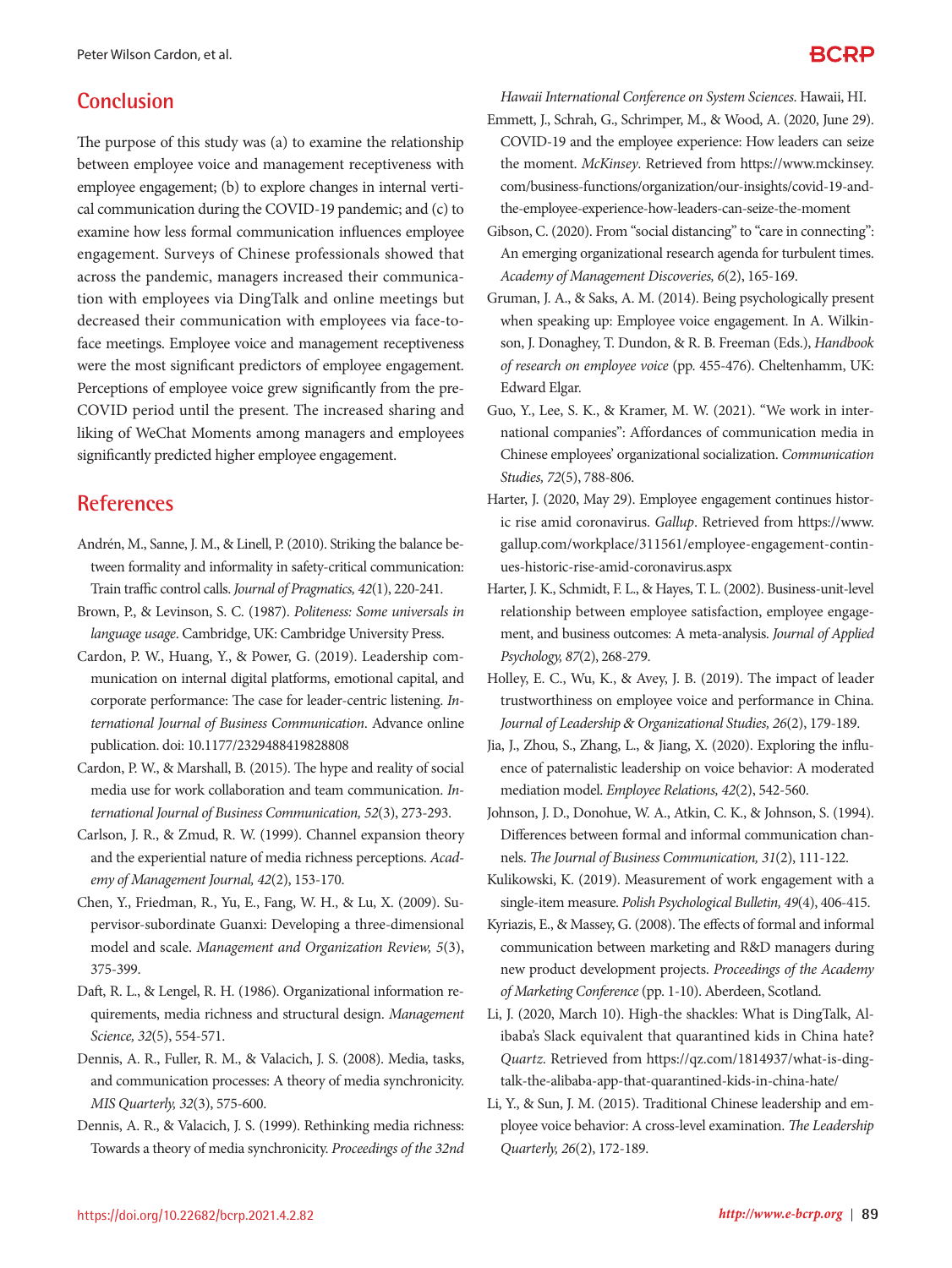## Conclusion

The purpose of this study was (a) to examine the relationship between employee voice and management receptiveness with employee engagement; (b) to explore changes in internal vertical communication during the COVID-19 pandemic; and (c) to examine how less formal communication influences employee engagement. Surveys of Chinese professionals showed that across the pandemic, managers increased their communication with employees via DingTalk and online meetings but decreased their communication with employees via face-to-face meetings. Employee voice and management receptiveness were the most significant predictors of employee engagement. Perceptions of employee voice grew significantly from the pre-COVID period until the present. The increased sharing and liking of WeChat Moments among managers and employees significantly predicted higher employee engagement.

## References

Andrén, M., Sanne, J. M., & Linell, P. (2010). Striking the balance between formality and informality in safety-critical communication: Train traffic control calls. *Journal of Pragmatics, 42*(1), 220-241.

Brown, P., & Levinson, S. C. (1987). *Politeness: Some universals in language usage*. Cambridge, UK: Cambridge University Press.

Cardon, P. W., Huang, Y., & Power, G. (2019). Leadership communication on internal digital platforms, emotional capital, and corporate performance: The case for leader-centric listening. *International Journal of Business Communication*. Advance online publication. doi: 10.1177/2329488419828808

Cardon, P. W., & Marshall, B. (2015). The hype and reality of social media use for work collaboration and team communication. *International Journal of Business Communication, 52*(3), 273-293.

Carlson, J. R., & Zmud, R. W. (1999). Channel expansion theory and the experiential nature of media richness perceptions. *Academy of Management Journal, 42*(2), 153-170.

Chen, Y., Friedman, R., Yu, E., Fang, W. H., & Lu, X. (2009). Supervisor-subordinate Guanxi: Developing a three-dimensional model and scale. *Management and Organization Review, 5*(3), 375-399.

Daft, R. L., & Lengel, R. H. (1986). Organizational information requirements, media richness and structural design. *Management Science, 32*(5), 554-571.

Dennis, A. R., Fuller, R. M., & Valacich, J. S. (2008). Media, tasks, and communication processes: A theory of media synchronicity. *MIS Quarterly, 32*(3), 575-600.

Dennis, A. R., & Valacich, J. S. (1999). Rethinking media richness: Towards a theory of media synchronicity. *Proceedings of the 32nd Hawaii International Conference on System Sciences*. Hawaii, HI.

Emmett, J., Schrah, G., Schrimper, M., & Wood, A. (2020, June 29). COVID-19 and the employee experience: How leaders can seize the moment. *McKinsey*. Retrieved from https://www.mckinsey.com/business-functions/organization/our-insights/covid-19-and-the-employee-experience-how-leaders-can-seize-the-moment

Gibson, C. (2020). From "social distancing" to "care in connecting": An emerging organizational research agenda for turbulent times. *Academy of Management Discoveries, 6*(2), 165-169.

Gruman, J. A., & Saks, A. M. (2014). Being psychologically present when speaking up: Employee voice engagement. In A. Wilkinson, J. Donaghey, T. Dundon, & R. B. Freeman (Eds.), *Handbook of research on employee voice* (pp. 455-476). Cheltenhamm, UK: Edward Elgar.

Guo, Y., Lee, S. K., & Kramer, M. W. (2021). "We work in international companies": Affordances of communication media in Chinese employees' organizational socialization. *Communication Studies, 72*(5), 788-806.

Harter, J. (2020, May 29). Employee engagement continues historic rise amid coronavirus. *Gallup*. Retrieved from https://www.gallup.com/workplace/311561/employee-engagement-continues-historic-rise-amid-coronavirus.aspx

Harter, J. K., Schmidt, F. L., & Hayes, T. L. (2002). Business-unit-level relationship between employee satisfaction, employee engagement, and business outcomes: A meta-analysis. *Journal of Applied Psychology, 87*(2), 268-279.

Holley, E. C., Wu, K., & Avey, J. B. (2019). The impact of leader trustworthiness on employee voice and performance in China. *Journal of Leadership & Organizational Studies, 26*(2), 179-189.

Jia, J., Zhou, S., Zhang, L., & Jiang, X. (2020). Exploring the influence of paternalistic leadership on voice behavior: A moderated mediation model. *Employee Relations, 42*(2), 542-560.

Johnson, J. D., Donohue, W. A., Atkin, C. K., & Johnson, S. (1994). Differences between formal and informal communication channels. *The Journal of Business Communication, 31*(2), 111-122.

Kulikowski, K. (2019). Measurement of work engagement with a single-item measure. *Polish Psychological Bulletin, 49*(4), 406-415.

Kyriazis, E., & Massey, G. (2008). The effects of formal and informal communication between marketing and R&D managers during new product development projects. *Proceedings of the Academy of Marketing Conference* (pp. 1-10). Aberdeen, Scotland.

Li, J. (2020, March 10). High-the shackles: What is DingTalk, Alibaba's Slack equivalent that quarantined kids in China hate? *Quartz*. Retrieved from https://qz.com/1814937/what-is-dingtalk-the-alibaba-app-that-quarantined-kids-in-china-hate/

Li, Y., & Sun, J. M. (2015). Traditional Chinese leadership and employee voice behavior: A cross-level examination. *The Leadership Quarterly, 26*(2), 172-189.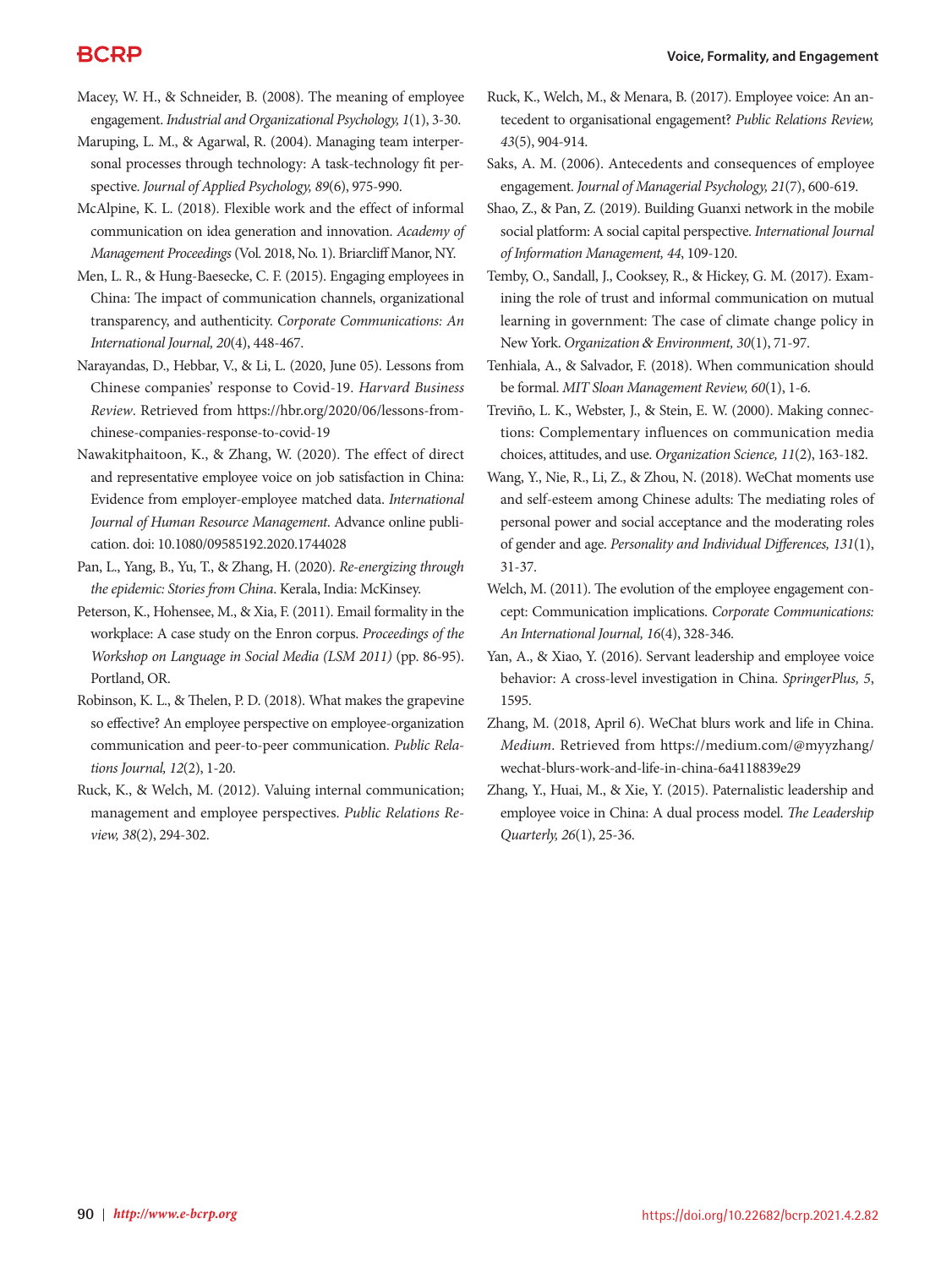Macey, W. H., & Schneider, B. (2008). The meaning of employee engagement. *Industrial and Organizational Psychology, 1*(1), 3-30.

Maruping, L. M., & Agarwal, R. (2004). Managing team interpersonal processes through technology: A task-technology fit perspective. *Journal of Applied Psychology, 89*(6), 975-990.

McAlpine, K. L. (2018). Flexible work and the effect of informal communication on idea generation and innovation. *Academy of Management Proceedings* (Vol. 2018, No. 1). Briarcliff Manor, NY.

Men, L. R., & Hung-Baesecke, C. F. (2015). Engaging employees in China: The impact of communication channels, organizational transparency, and authenticity. *Corporate Communications: An International Journal, 20*(4), 448-467.

Narayandas, D., Hebbar, V., & Li, L. (2020, June 05). Lessons from Chinese companies' response to Covid-19. *Harvard Business Review*. Retrieved from https://hbr.org/2020/06/lessons-from-chinese-companies-response-to-covid-19

Nawakitphaitoon, K., & Zhang, W. (2020). The effect of direct and representative employee voice on job satisfaction in China: Evidence from employer-employee matched data. *International Journal of Human Resource Management*. Advance online publication. doi: 10.1080/09585192.2020.1744028

Pan, L., Yang, B., Yu, T., & Zhang, H. (2020). *Re-energizing through the epidemic: Stories from China*. Kerala, India: McKinsey.

Peterson, K., Hohensee, M., & Xia, F. (2011). Email formality in the workplace: A case study on the Enron corpus. *Proceedings of the Workshop on Language in Social Media (LSM 2011)* (pp. 86-95). Portland, OR.

Robinson, K. L., & Thelen, P. D. (2018). What makes the grapevine so effective? An employee perspective on employee-organization communication and peer-to-peer communication. *Public Relations Journal, 12*(2), 1-20.

Ruck, K., & Welch, M. (2012). Valuing internal communication; management and employee perspectives. *Public Relations Review, 38*(2), 294-302.

Ruck, K., Welch, M., & Menara, B. (2017). Employee voice: An antecedent to organisational engagement? *Public Relations Review, 43*(5), 904-914.

Saks, A. M. (2006). Antecedents and consequences of employee engagement. *Journal of Managerial Psychology, 21*(7), 600-619.

Shao, Z., & Pan, Z. (2019). Building Guanxi network in the mobile social platform: A social capital perspective. *International Journal of Information Management, 44*, 109-120.

Temby, O., Sandall, J., Cooksey, R., & Hickey, G. M. (2017). Examining the role of trust and informal communication on mutual learning in government: The case of climate change policy in New York. *Organization & Environment, 30*(1), 71-97.

Tenhiala, A., & Salvador, F. (2018). When communication should be formal. *MIT Sloan Management Review, 60*(1), 1-6.

Treviño, L. K., Webster, J., & Stein, E. W. (2000). Making connections: Complementary influences on communication media choices, attitudes, and use. *Organization Science, 11*(2), 163-182.

Wang, Y., Nie, R., Li, Z., & Zhou, N. (2018). WeChat moments use and self-esteem among Chinese adults: The mediating roles of personal power and social acceptance and the moderating roles of gender and age. *Personality and Individual Differences, 131*(1), 31-37.

Welch, M. (2011). The evolution of the employee engagement concept: Communication implications. *Corporate Communications: An International Journal, 16*(4), 328-346.

Yan, A., & Xiao, Y. (2016). Servant leadership and employee voice behavior: A cross-level investigation in China. *SpringerPlus, 5*, 1595.

Zhang, M. (2018, April 6). WeChat blurs work and life in China. *Medium*. Retrieved from https://medium.com/@myyzhang/wechat-blurs-work-and-life-in-china-6a4118839e29

Zhang, Y., Huai, M., & Xie, Y. (2015). Paternalistic leadership and employee voice in China: A dual process model. *The Leadership Quarterly, 26*(1), 25-36.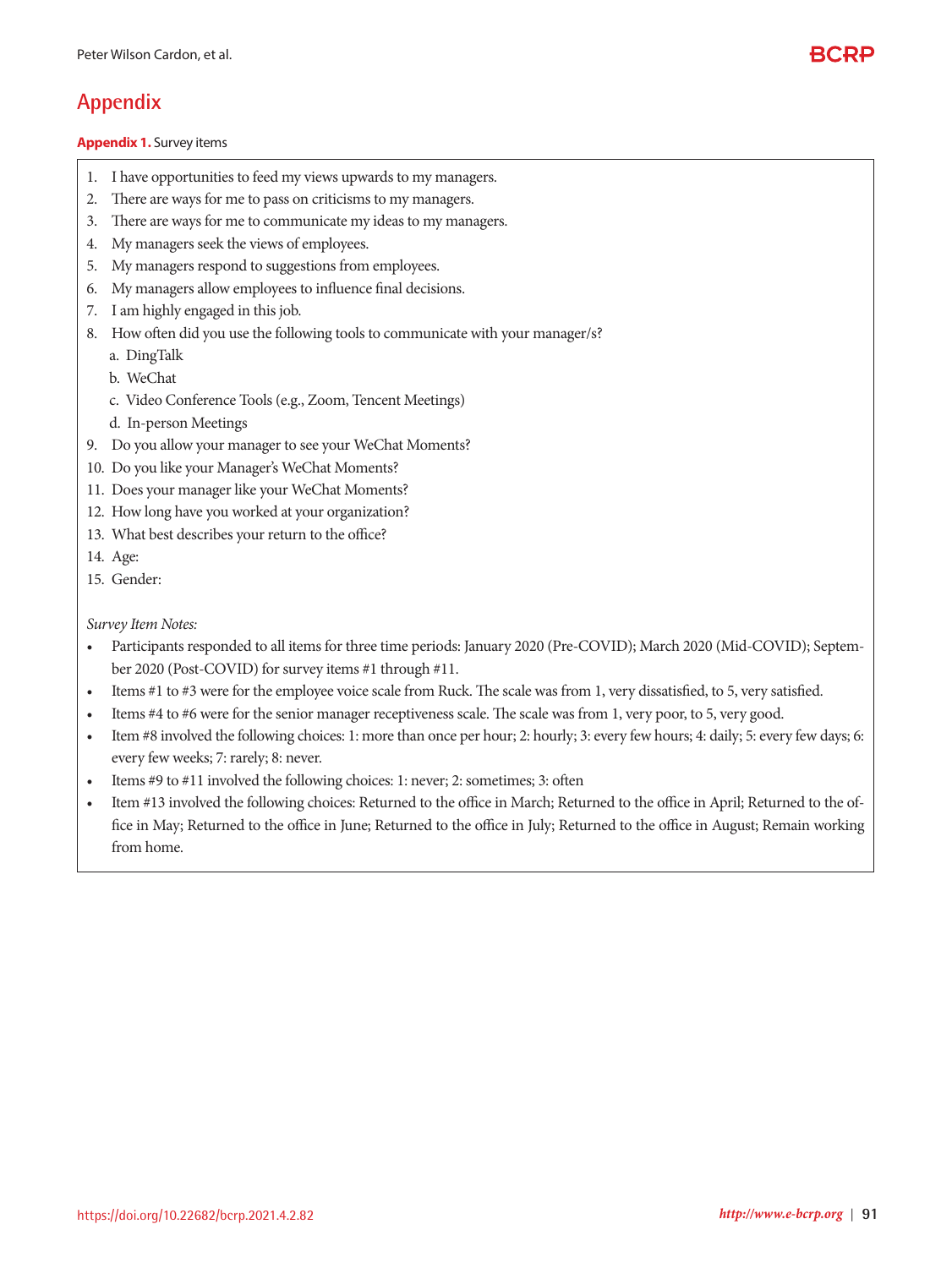# Appendix

**Appendix 1.** Survey items

1. I have opportunities to feed my views upwards to my managers.
2. There are ways for me to pass on criticisms to my managers.
3. There are ways for me to communicate my ideas to my managers.
4. My managers seek the views of employees.
5. My managers respond to suggestions from employees.
6. My managers allow employees to influence final decisions.
7. I am highly engaged in this job.
8. How often did you use the following tools to communicate with your manager/s?
   a. DingTalk
   b. WeChat
   c. Video Conference Tools (e.g., Zoom, Tencent Meetings)
   d. In-person Meetings
9. Do you allow your manager to see your WeChat Moments?
10. Do you like your Manager's WeChat Moments?
11. Does your manager like your WeChat Moments?
12. How long have you worked at your organization?
13. What best describes your return to the office?
14. Age:
15. Gender:

*Survey Item Notes:*

- Participants responded to all items for three time periods: January 2020 (Pre-COVID); March 2020 (Mid-COVID); September 2020 (Post-COVID) for survey items #1 through #11.
- Items #1 to #3 were for the employee voice scale from Ruck. The scale was from 1, very dissatisfied, to 5, very satisfied.
- Items #4 to #6 were for the senior manager receptiveness scale. The scale was from 1, very poor, to 5, very good.
- Item #8 involved the following choices: 1: more than once per hour; 2: hourly; 3: every few hours; 4: daily; 5: every few days; 6: every few weeks; 7: rarely; 8: never.
- Items #9 to #11 involved the following choices: 1: never; 2: sometimes; 3: often
- Item #13 involved the following choices: Returned to the office in March; Returned to the office in April; Returned to the office in May; Returned to the office in June; Returned to the office in July; Returned to the office in August; Remain working from home.